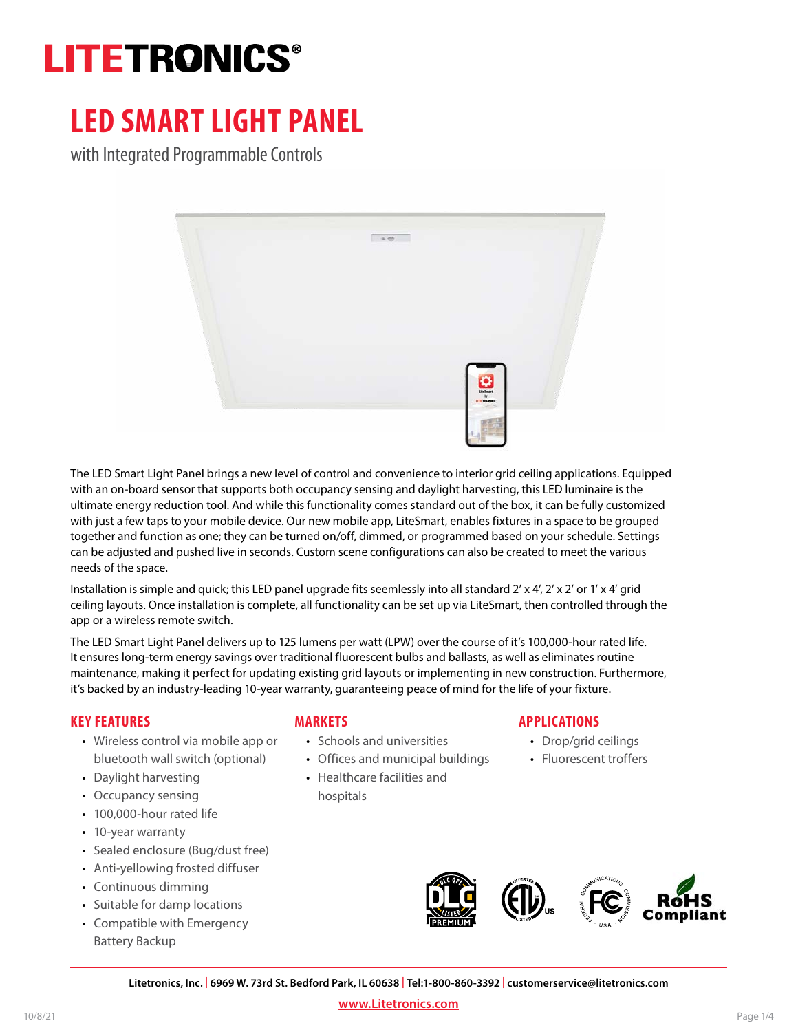# LITETRONICS®

# LED SMART LIGHT PANEL

with Integrated Programmable Controls

The LED Smart Light Panel brings a new level of control and convenience to interior grid ceiling applications. Equipped with an on-board sensor that supports both occupancy sensing and daylight harvesting, this LED luminaire is the ultimate energy reduction tool. And while this functionality comes standard out of the box, it can be fully customized with just a few taps to your mobile device. Our new mobile app, LiteSmart, enables fixtures in a space to be grouped together and function as one; they can be turned on/off, dimmed, or programmed based on your schedule. Settings can be adjusted and pushed live in seconds. Custom scene configurations can also be created to meet the various needs of the space.

Installation is simple and quick; this LED panel upgrade fits seemlessly into all standard 2' x 4', 2' x 2' or 1' x 4' grid ceiling layouts. Once installation is complete, all functionality can be set up via LiteSmart, then controlled through the app or a wireless remote switch.

The LED Smart Light Panel delivers up to 125 lumens per watt (LPW) over the course of it's 100,000-hour rated life. It ensures long-term energy savings over traditional fluorescent bulbs and ballasts, as well as eliminates routine maintenance, making it perfect for updating existing grid layouts or implementing in new construction. Furthermore, it's backed by an industry-leading 10-year warranty, guaranteeing peace of mind for the life of your fixture.

## KEY FEATURES

- Wireless control via mobile app or bluetooth wall switch (optional)
- Daylight harvesting
- Occupancy sensing
- 100,000-hour rated life
- 10-year warranty
- Sealed enclosure (Bug/dust free)
- Anti-yellowing frosted diffuser
- Continuous dimming
- Suitable for damp locations
- Compatible with Emergency Battery Backup

## MARKETS

- Schools and universities
- Offices and municipal buildings
- Healthcare facilities and hospitals

## APPLICATIONS

- Drop/grid ceilings
- Fluorescent troffers

DLC QPL Listed Premium | Intertek ETL Listed US | FCC | RoHS Compliant

Litetronics, Inc. | 6969 W. 73rd St. Bedford Park, IL 60638 | Tel:1-800-860-3392 | customerservice@litetronics.com

www.Litetronics.com

10/8/21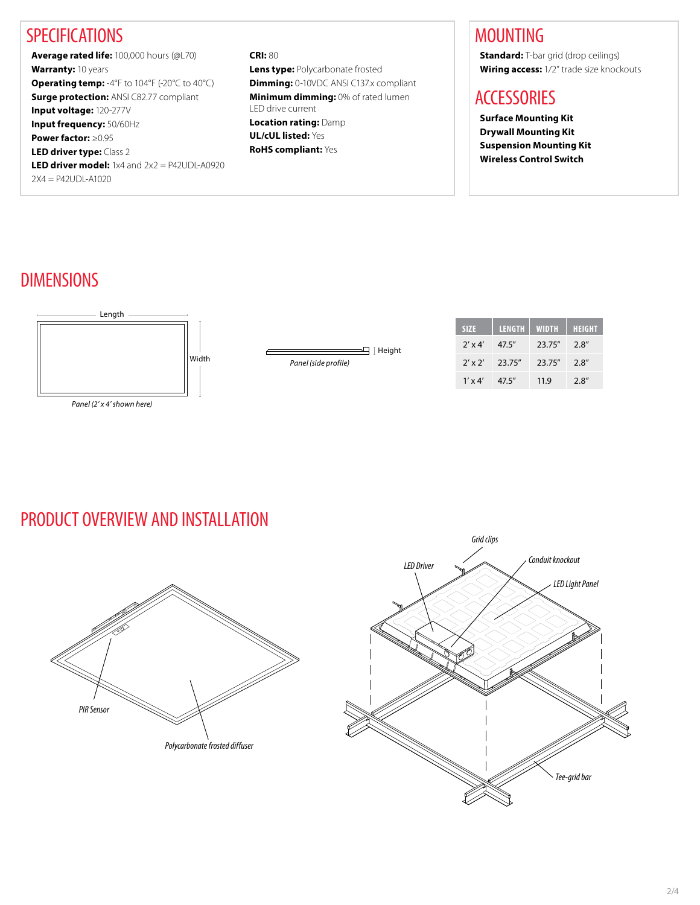## SPECIFICATIONS

**Average rated life:** 100,000 hours (@L70)
**Warranty:** 10 years
**Operating temp:** -4°F to 104°F (-20°C to 40°C)
**Surge protection:** ANSI C82.77 compliant
**Input voltage:** 120-277V
**Input frequency:** 50/60Hz
**Power factor:** ≥0.95
**LED driver type:** Class 2
**LED driver model:** 1x4 and 2x2 = P42UDL-A0920
2X4 = P42UDL-A1020

**CRI:** 80
**Lens type:** Polycarbonate frosted
**Dimming:** 0-10VDC ANSI C137.x compliant
**Minimum dimming:** 0% of rated lumen LED drive current
**Location rating:** Damp
**UL/cUL listed:** Yes
**RoHS compliant:** Yes

## MOUNTING

**Standard:** T-bar grid (drop ceilings)
**Wiring access:** 1/2" trade size knockouts

## ACCESSORIES

**Surface Mounting Kit**
**Drywall Mounting Kit**
**Suspension Mounting Kit**
**Wireless Control Switch**

## DIMENSIONS

Length
Width

*Panel (2' x 4' shown here)*

Height

*Panel (side profile)*

| SIZE | LENGTH | WIDTH | HEIGHT |
|---|---|---|---|
| 2' x 4' | 47.5" | 23.75" | 2.8" |
| 2' x 2' | 23.75" | 23.75" | 2.8" |
| 1' x 4' | 47.5" | 11.9 | 2.8" |

## PRODUCT OVERVIEW AND INSTALLATION

*PIR Sensor*

*Polycarbonate frosted diffuser*

*Grid clips*

*LED Driver*

*Conduit knockout*

*LED Light Panel*

*Tee-grid bar*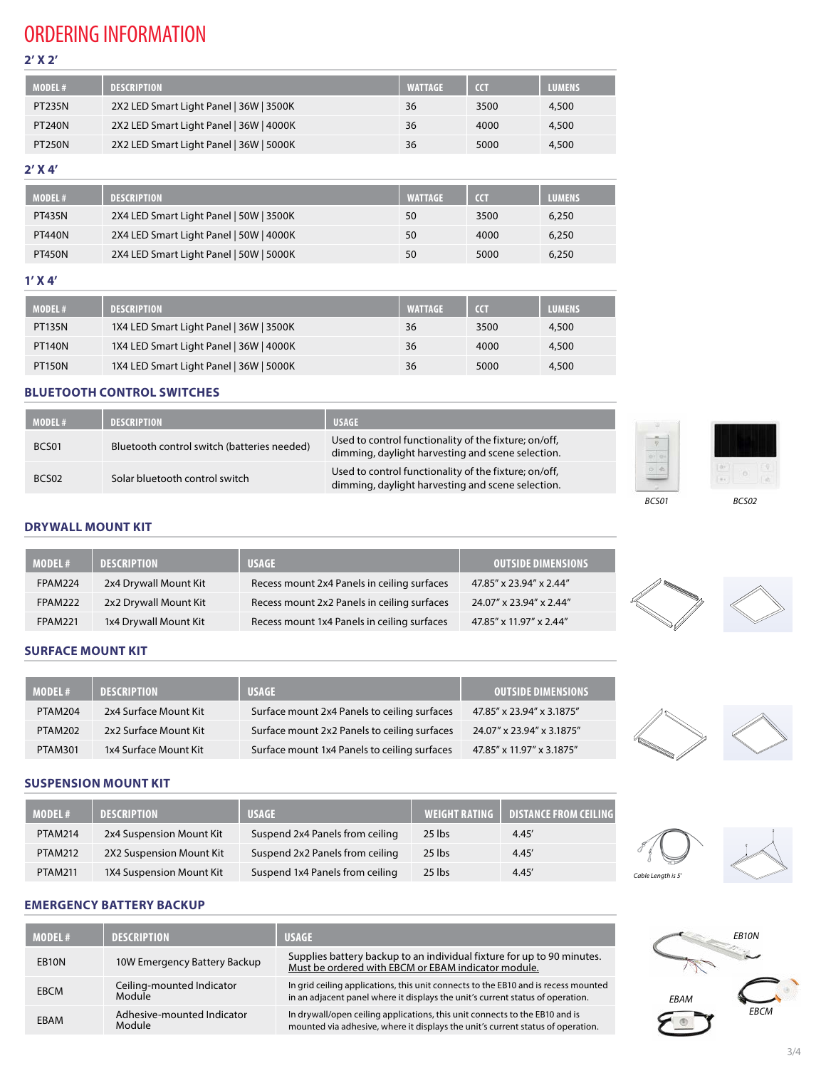# ORDERING INFORMATION

### 2' X 2'

| MODEL # | DESCRIPTION | WATTAGE | CCT | LUMENS |
|---|---|---|---|---|
| PT235N | 2X2 LED Smart Light Panel \| 36W \| 3500K | 36 | 3500 | 4,500 |
| PT240N | 2X2 LED Smart Light Panel \| 36W \| 4000K | 36 | 4000 | 4,500 |
| PT250N | 2X2 LED Smart Light Panel \| 36W \| 5000K | 36 | 5000 | 4,500 |

### 2' X 4'

| MODEL # | DESCRIPTION | WATTAGE | CCT | LUMENS |
|---|---|---|---|---|
| PT435N | 2X4 LED Smart Light Panel \| 50W \| 3500K | 50 | 3500 | 6,250 |
| PT440N | 2X4 LED Smart Light Panel \| 50W \| 4000K | 50 | 4000 | 6,250 |
| PT450N | 2X4 LED Smart Light Panel \| 50W \| 5000K | 50 | 5000 | 6,250 |

### 1' X 4'

| MODEL # | DESCRIPTION | WATTAGE | CCT | LUMENS |
|---|---|---|---|---|
| PT135N | 1X4 LED Smart Light Panel \| 36W \| 3500K | 36 | 3500 | 4,500 |
| PT140N | 1X4 LED Smart Light Panel \| 36W \| 4000K | 36 | 4000 | 4,500 |
| PT150N | 1X4 LED Smart Light Panel \| 36W \| 5000K | 36 | 5000 | 4,500 |

## BLUETOOTH CONTROL SWITCHES

| MODEL # | DESCRIPTION | USAGE |
|---|---|---|
| BCS01 | Bluetooth control switch (batteries needed) | Used to control functionality of the fixture; on/off, dimming, daylight harvesting and scene selection. |
| BCS02 | Solar bluetooth control switch | Used to control functionality of the fixture; on/off, dimming, daylight harvesting and scene selection. |

*BCS01* *BCS02*

## DRYWALL MOUNT KIT

| MODEL # | DESCRIPTION | USAGE | OUTSIDE DIMENSIONS |
|---|---|---|---|
| FPAM224 | 2x4 Drywall Mount Kit | Recess mount 2x4 Panels in ceiling surfaces | 47.85" x 23.94" x 2.44" |
| FPAM222 | 2x2 Drywall Mount Kit | Recess mount 2x2 Panels in ceiling surfaces | 24.07" x 23.94" x 2.44" |
| FPAM221 | 1x4 Drywall Mount Kit | Recess mount 1x4 Panels in ceiling surfaces | 47.85" x 11.97" x 2.44" |

## SURFACE MOUNT KIT

| MODEL # | DESCRIPTION | USAGE | OUTSIDE DIMENSIONS |
|---|---|---|---|
| PTAM204 | 2x4 Surface Mount Kit | Surface mount 2x4 Panels to ceiling surfaces | 47.85" x 23.94" x 3.1875" |
| PTAM202 | 2x2 Surface Mount Kit | Surface mount 2x2 Panels to ceiling surfaces | 24.07" x 23.94" x 3.1875" |
| PTAM301 | 1x4 Surface Mount Kit | Surface mount 1x4 Panels to ceiling surfaces | 47.85" x 11.97" x 3.1875" |

## SUSPENSION MOUNT KIT

| MODEL # | DESCRIPTION | USAGE | WEIGHT RATING | DISTANCE FROM CEILING |
|---|---|---|---|---|
| PTAM214 | 2x4 Suspension Mount Kit | Suspend 2x4 Panels from ceiling | 25 lbs | 4.45' |
| PTAM212 | 2X2 Suspension Mount Kit | Suspend 2x2 Panels from ceiling | 25 lbs | 4.45' |
| PTAM211 | 1X4 Suspension Mount Kit | Suspend 1x4 Panels from ceiling | 25 lbs | 4.45' |

*Cable Length is 5'*

## EMERGENCY BATTERY BACKUP

| MODEL # | DESCRIPTION | USAGE |
|---|---|---|
| EB10N | 10W Emergency Battery Backup | Supplies battery backup to an individual fixture for up to 90 minutes. Must be ordered with EBCM or EBAM indicator module. |
| EBCM | Ceiling-mounted Indicator Module | In grid ceiling applications, this unit connects to the EB10 and is recess mounted in an adjacent panel where it displays the unit's current status of operation. |
| EBAM | Adhesive-mounted Indicator Module | In drywall/open ceiling applications, this unit connects to the EB10 and is mounted via adhesive, where it displays the unit's current status of operation. |

EB10N EBAM EBCM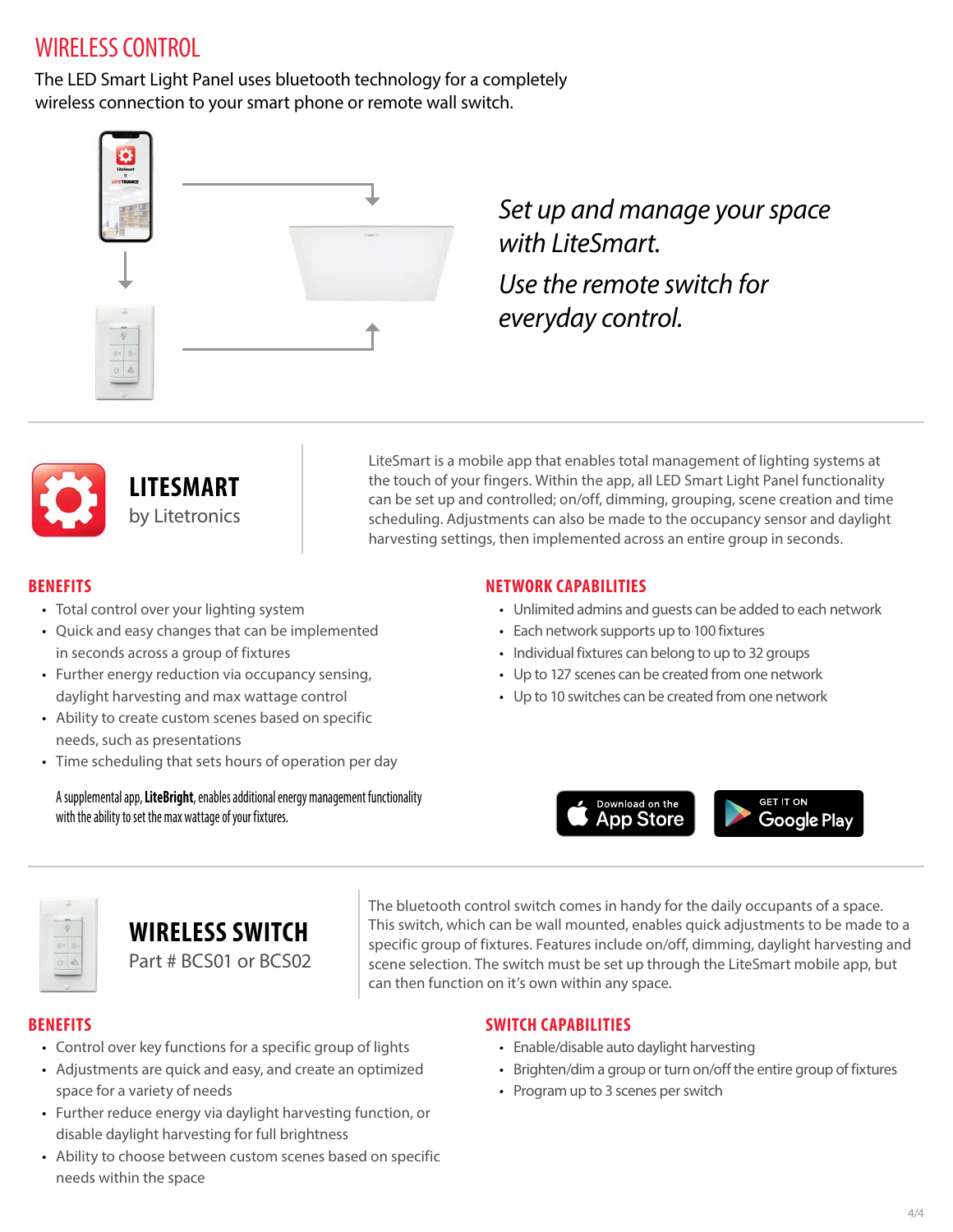# WIRELESS CONTROL

The LED Smart Light Panel uses bluetooth technology for a completely wireless connection to your smart phone or remote wall switch.

*Set up and manage your space with LiteSmart.*

*Use the remote switch for everyday control.*

## LITESMART

by Litetronics

LiteSmart is a mobile app that enables total management of lighting systems at the touch of your fingers. Within the app, all LED Smart Light Panel functionality can be set up and controlled; on/off, dimming, grouping, scene creation and time scheduling. Adjustments can also be made to the occupancy sensor and daylight harvesting settings, then implemented across an entire group in seconds.

### BENEFITS

- Total control over your lighting system
- Quick and easy changes that can be implemented in seconds across a group of fixtures
- Further energy reduction via occupancy sensing, daylight harvesting and max wattage control
- Ability to create custom scenes based on specific needs, such as presentations
- Time scheduling that sets hours of operation per day

A supplemental app, **LiteBright**, enables additional energy management functionality with the ability to set the max wattage of your fixtures.

### NETWORK CAPABILITIES

- Unlimited admins and guests can be added to each network
- Each network supports up to 100 fixtures
- Individual fixtures can belong to up to 32 groups
- Up to 127 scenes can be created from one network
- Up to 10 switches can be created from one network

Download on the App Store

GET IT ON Google Play

## WIRELESS SWITCH

Part # BCS01 or BCS02

The bluetooth control switch comes in handy for the daily occupants of a space. This switch, which can be wall mounted, enables quick adjustments to be made to a specific group of fixtures. Features include on/off, dimming, daylight harvesting and scene selection. The switch must be set up through the LiteSmart mobile app, but can then function on it's own within any space.

### BENEFITS

- Control over key functions for a specific group of lights
- Adjustments are quick and easy, and create an optimized space for a variety of needs
- Further reduce energy via daylight harvesting function, or disable daylight harvesting for full brightness
- Ability to choose between custom scenes based on specific needs within the space

### SWITCH CAPABILITIES

- Enable/disable auto daylight harvesting
- Brighten/dim a group or turn on/off the entire group of fixtures
- Program up to 3 scenes per switch